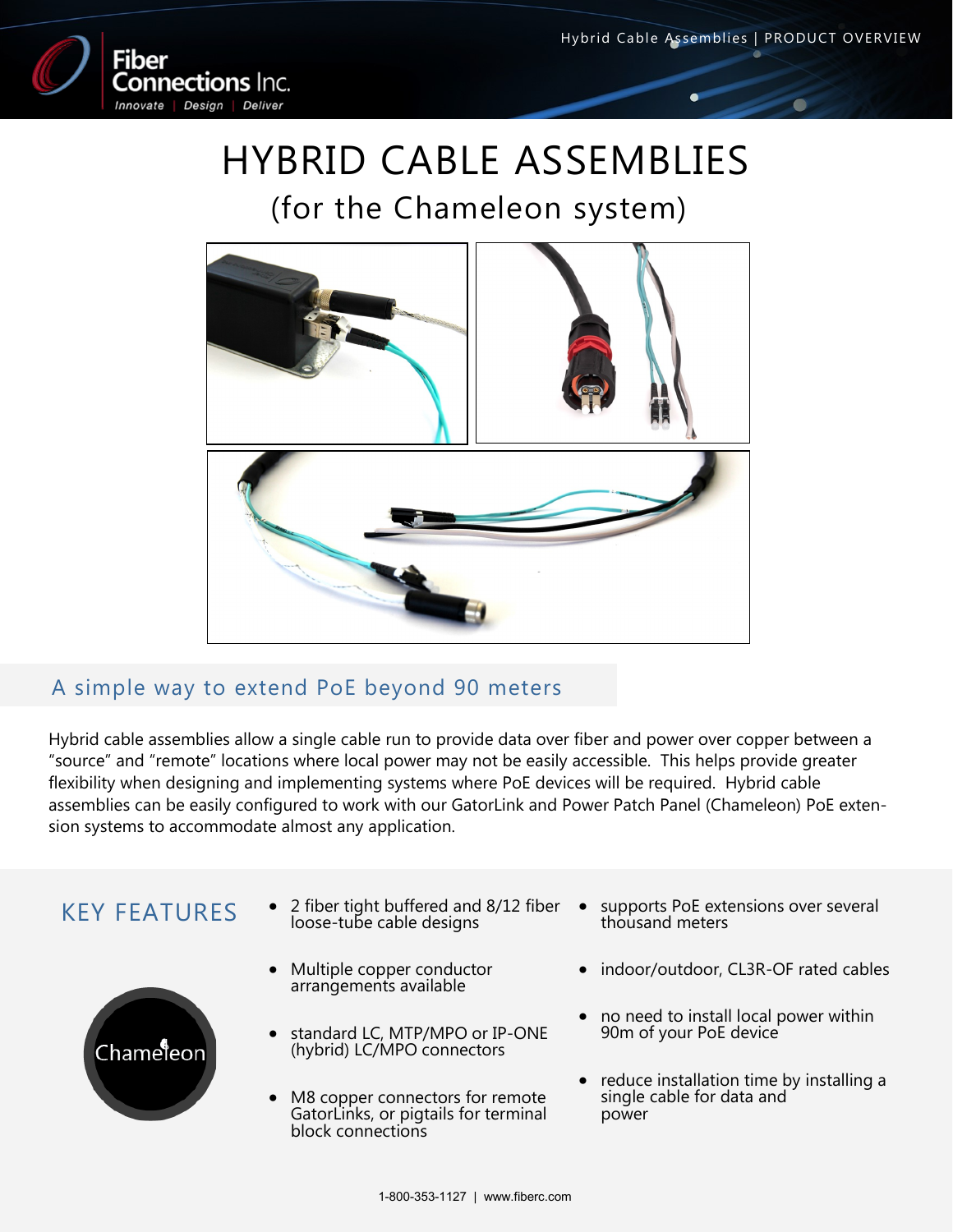# HYBRID CABLE ASSEMBLIES

## (for the Chameleon system)

## A simple way to extend PoE beyond 90 meters

Hybrid cable assemblies allow a single cable run to provide data over fiber and power over copper between a "source" and "remote" locations where local power may not be easily accessible. This helps provide greater flexibility when designing and implementing systems where PoE devices will be required. Hybrid cable assemblies can be easily configured to work with our GatorLink and Power Patch Panel (Chameleon) PoE extension systems to accommodate almost any application.

## KEY FEATURES

- 2 fiber tight buffered and 8/12 fiber loose-tube cable designs
- Multiple copper conductor arrangements available
- standard LC, MTP/MPO or IP-ONE (hybrid) LC/MPO connectors
- M8 copper connectors for remote GatorLinks, or pigtails for terminal block connections
- supports PoE extensions over several thousand meters
- indoor/outdoor, CL3R-OF rated cables
- no need to install local power within 90m of your PoE device
- reduce installation time by installing a single cable for data and power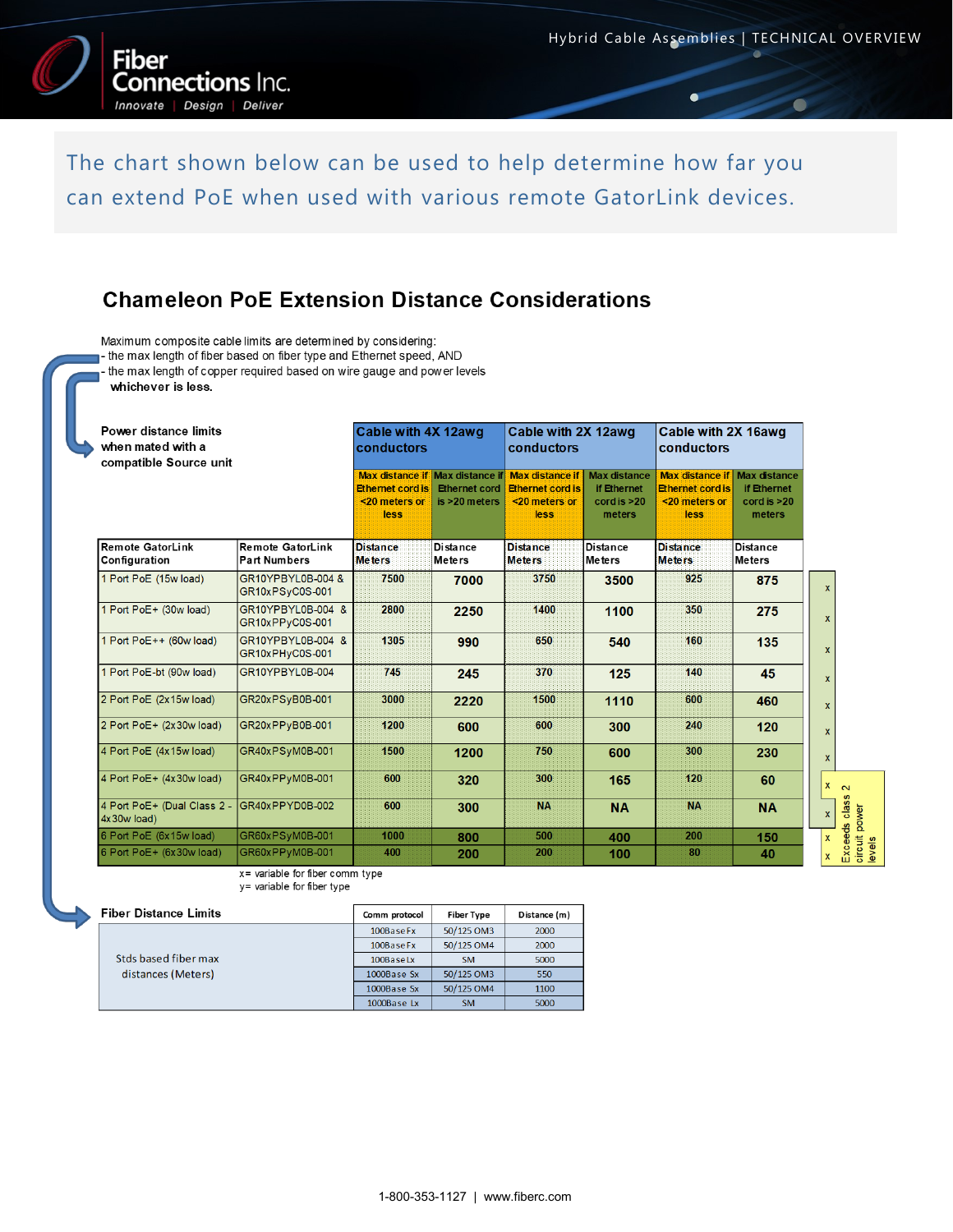The chart shown below can be used to help determine how far you can extend PoE when used with various remote GatorLink devices.

## Chameleon PoE Extension Distance Considerations

Maximum composite cable limits are determined by considering:
- the max length of fiber based on fiber type and Ethernet speed, AND
- the max length of copper required based on wire gauge and power levels

**whichever is less.**

**Power distance limits when mated with a compatible Source unit**

| | | Cable with 4X 12awg conductors | | Cable with 2X 12awg conductors | | Cable with 2X 16awg conductors | | |
|---|---|---|---|---|---|---|---|---|
| | | Max distance if Ethernet cord is <20 meters or less | Max distance if Ethernet cord is >20 meters | Max distance if Ethernet cord is <20 meters or less | Max distance if Ethernet cord is >20 meters | Max distance if Ethernet cord is <20 meters or less | Max distance if Ethernet cord is >20 meters | |
| **Remote GatorLink Configuration** | **Remote GatorLink Part Numbers** | Distance Meters | Distance Meters | Distance Meters | Distance Meters | Distance Meters | Distance Meters | |
| 1 Port PoE (15w load) | GR10YPBYL0B-004 & GR10xPSyC0S-001 | 7500 | 7000 | 3750 | 3500 | 925 | 875 | x |
| 1 Port PoE+ (30w load) | GR10YPBYL0B-004 & GR10xPPyC0S-001 | 2800 | 2250 | 1400 | 1100 | 350 | 275 | x |
| 1 Port PoE++ (60w load) | GR10YPBYL0B-004 & GR10xPHyC0S-001 | 1305 | 990 | 650 | 540 | 160 | 135 | x |
| 1 Port PoE-bt (90w load) | GR10YPBYL0B-004 | 745 | 245 | 370 | 125 | 140 | 45 | x |
| 2 Port PoE (2x15w load) | GR20xPSyB0B-001 | 3000 | 2220 | 1500 | 1110 | 600 | 460 | x |
| 2 Port PoE+ (2x30w load) | GR20xPPyB0B-001 | 1200 | 600 | 600 | 300 | 240 | 120 | x |
| 4 Port PoE (4x15w load) | GR40xPSyM0B-001 | 1500 | 1200 | 750 | 600 | 300 | 230 | x |
| 4 Port PoE+ (4x30w load) | GR40xPPyM0B-001 | 600 | 320 | 300 | 165 | 120 | 60 | x (Exceeds class 2 circuit power levels) |
| 4 Port PoE+ (Dual Class 2 - 4x30w load) | GR40xPPYD0B-002 | 600 | 300 | NA | NA | NA | NA | x (Exceeds class 2 circuit power levels) |
| 6 Port PoE (6x15w load) | GR60xPSyM0B-001 | 1000 | 800 | 500 | 400 | 200 | 150 | x (Exceeds class 2 circuit power levels) |
| 6 Port PoE+ (6x30w load) | GR60xPPyM0B-001 | 400 | 200 | 200 | 100 | 80 | 40 | x (Exceeds class 2 circuit power levels) |

x= variable for fiber comm type
y= variable for fiber type

**Fiber Distance Limits**

Stds based fiber max distances (Meters)

| Comm protocol | Fiber Type | Distance (m) |
|---|---|---|
| 100Base Fx | 50/125 OM3 | 2000 |
| 100Base Fx | 50/125 OM4 | 2000 |
| 100Base Lx | SM | 5000 |
| 1000Base Sx | 50/125 OM3 | 550 |
| 1000Base Sx | 50/125 OM4 | 1100 |
| 1000Base Lx | SM | 5000 |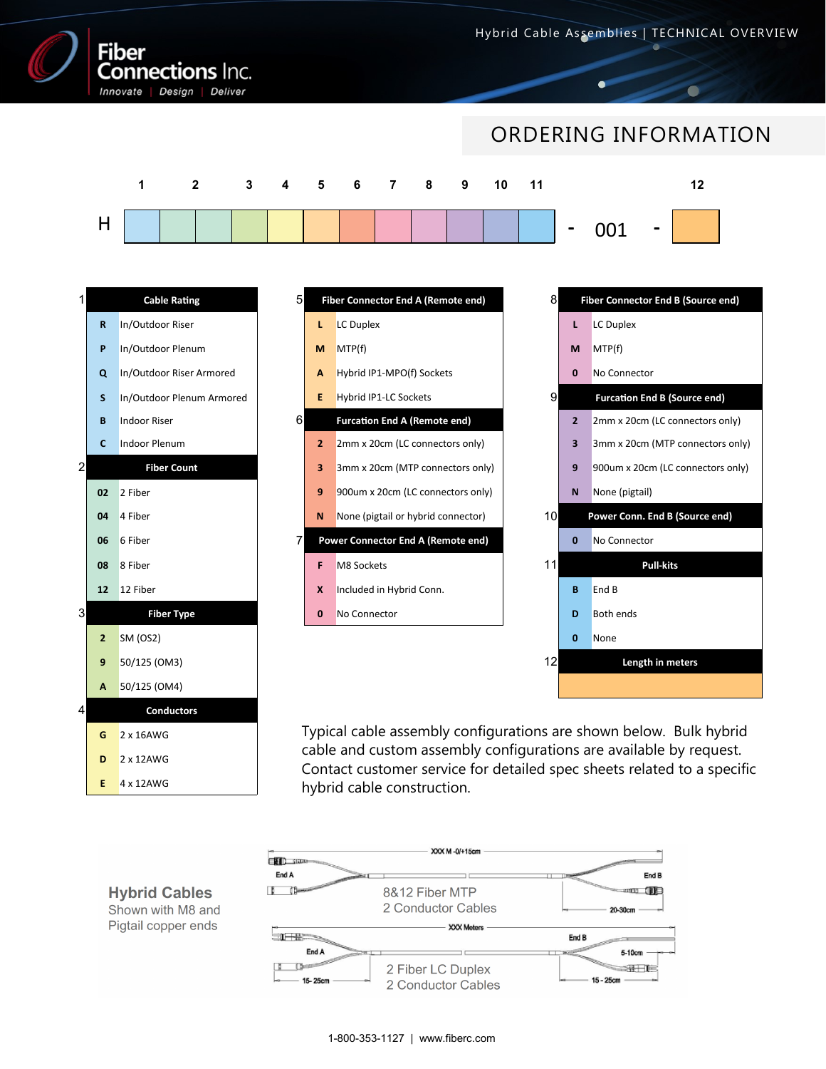Hybrid Cable Assemblies | TECHNICAL OVERVIEW

# ORDERING INFORMATION

H [1][2][3][4][5][6][7][8][9][10][11] - 001 - [12]

**1 Cable Rating**

| | |
|---|---|
| R | In/Outdoor Riser |
| P | In/Outdoor Plenum |
| Q | In/Outdoor Riser Armored |
| S | In/Outdoor Plenum Armored |
| B | Indoor Riser |
| C | Indoor Plenum |

**2 Fiber Count**

| | |
|---|---|
| 02 | 2 Fiber |
| 04 | 4 Fiber |
| 06 | 6 Fiber |
| 08 | 8 Fiber |
| 12 | 12 Fiber |

**3 Fiber Type**

| | |
|---|---|
| 2 | SM (OS2) |
| 9 | 50/125 (OM3) |
| A | 50/125 (OM4) |

**4 Conductors**

| | |
|---|---|
| G | 2 x 16AWG |
| D | 2 x 12AWG |
| E | 4 x 12AWG |

**5 Fiber Connector End A (Remote end)**

| | |
|---|---|
| L | LC Duplex |
| M | MTP(f) |
| A | Hybrid IP1-MPO(f) Sockets |
| E | Hybrid IP1-LC Sockets |

**6 Furcation End A (Remote end)**

| | |
|---|---|
| 2 | 2mm x 20cm (LC connectors only) |
| 3 | 3mm x 20cm (MTP connectors only) |
| 9 | 900um x 20cm (LC connectors only) |
| N | None (pigtail or hybrid connector) |

**7 Power Connector End A (Remote end)**

| | |
|---|---|
| F | M8 Sockets |
| X | Included in Hybrid Conn. |
| 0 | No Connector |

**8 Fiber Connector End B (Source end)**

| | |
|---|---|
| L | LC Duplex |
| M | MTP(f) |
| 0 | No Connector |

**9 Furcation End B (Source end)**

| | |
|---|---|
| 2 | 2mm x 20cm (LC connectors only) |
| 3 | 3mm x 20cm (MTP connectors only) |
| 9 | 900um x 20cm (LC connectors only) |
| N | None (pigtail) |

**10 Power Conn. End B (Source end)**

| | |
|---|---|
| 0 | No Connector |

**11 Pull-kits**

| | |
|---|---|
| B | End B |
| D | Both ends |
| 0 | None |

**12 Length in meters**

Typical cable assembly configurations are shown below. Bulk hybrid cable and custom assembly configurations are available by request. Contact customer service for detailed spec sheets related to a specific hybrid cable construction.

**Hybrid Cables**
Shown with M8 and Pigtail copper ends

XXX M -0/+15cm
End A
End B
8&12 Fiber MTP
2 Conductor Cables
20-30cm

XXX Meters
End A
End B
5-10cm
2 Fiber LC Duplex
2 Conductor Cables
15- 25cm
15 - 25cm

1-800-353-1127 | www.fiberc.com